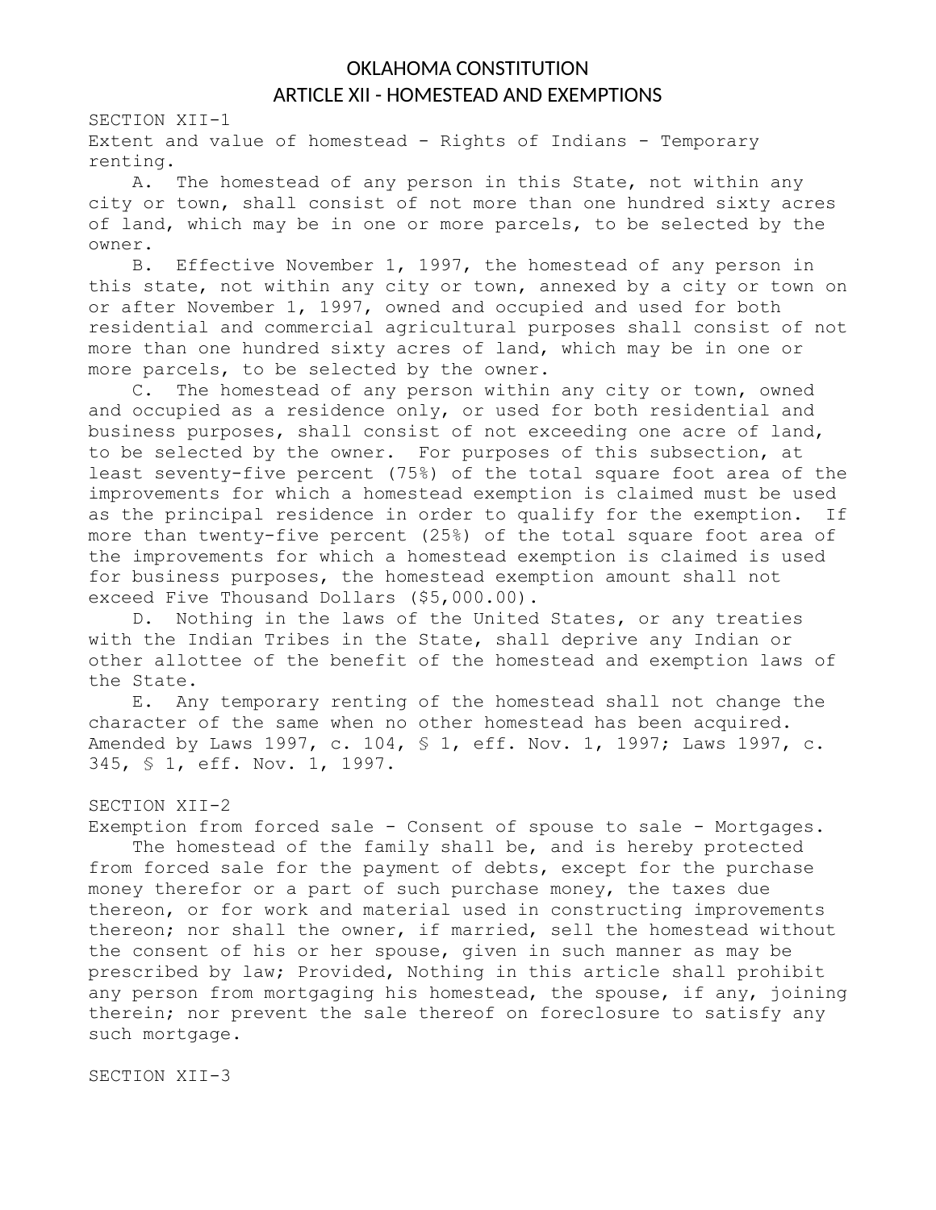# OKLAHOMA CONSTITUTION

## ARTICLE XII - HOMESTEAD AND EXEMPTIONS

SECTION XII-1

Extent and value of homestead - Rights of Indians - Temporary renting.

A. The homestead of any person in this State, not within any city or town, shall consist of not more than one hundred sixty acres of land, which may be in one or more parcels, to be selected by the owner.

B. Effective November 1, 1997, the homestead of any person in this state, not within any city or town, annexed by a city or town on or after November 1, 1997, owned and occupied and used for both residential and commercial agricultural purposes shall consist of not more than one hundred sixty acres of land, which may be in one or more parcels, to be selected by the owner.

C. The homestead of any person within any city or town, owned and occupied as a residence only, or used for both residential and business purposes, shall consist of not exceeding one acre of land, to be selected by the owner. For purposes of this subsection, at least seventy-five percent (75%) of the total square foot area of the improvements for which a homestead exemption is claimed must be used as the principal residence in order to qualify for the exemption. If more than twenty-five percent (25%) of the total square foot area of the improvements for which a homestead exemption is claimed is used for business purposes, the homestead exemption amount shall not exceed Five Thousand Dollars ($5,000.00).

D. Nothing in the laws of the United States, or any treaties with the Indian Tribes in the State, shall deprive any Indian or other allottee of the benefit of the homestead and exemption laws of the State.

E. Any temporary renting of the homestead shall not change the character of the same when no other homestead has been acquired.

Amended by Laws 1997, c. 104, § 1, eff. Nov. 1, 1997; Laws 1997, c. 345, § 1, eff. Nov. 1, 1997.

SECTION XII-2

Exemption from forced sale - Consent of spouse to sale - Mortgages.

The homestead of the family shall be, and is hereby protected from forced sale for the payment of debts, except for the purchase money therefor or a part of such purchase money, the taxes due thereon, or for work and material used in constructing improvements thereon; nor shall the owner, if married, sell the homestead without the consent of his or her spouse, given in such manner as may be prescribed by law; Provided, Nothing in this article shall prohibit any person from mortgaging his homestead, the spouse, if any, joining therein; nor prevent the sale thereof on foreclosure to satisfy any such mortgage.

SECTION XII-3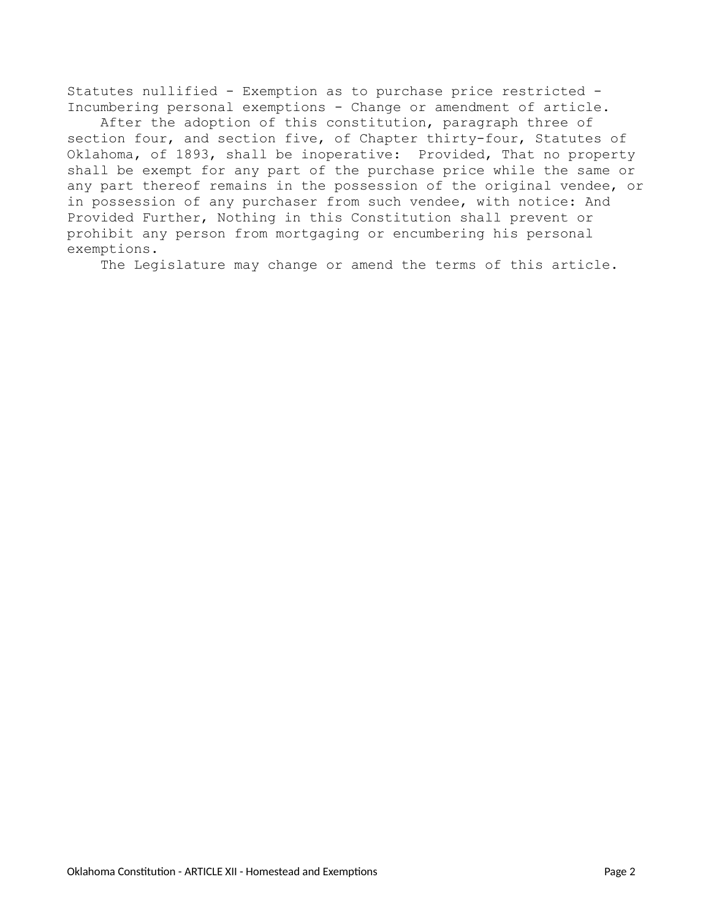Statutes nullified - Exemption as to purchase price restricted - Incumbering personal exemptions - Change or amendment of article.

After the adoption of this constitution, paragraph three of section four, and section five, of Chapter thirty-four, Statutes of Oklahoma, of 1893, shall be inoperative: Provided, That no property shall be exempt for any part of the purchase price while the same or any part thereof remains in the possession of the original vendee, or in possession of any purchaser from such vendee, with notice: And Provided Further, Nothing in this Constitution shall prevent or prohibit any person from mortgaging or encumbering his personal exemptions.

The Legislature may change or amend the terms of this article.